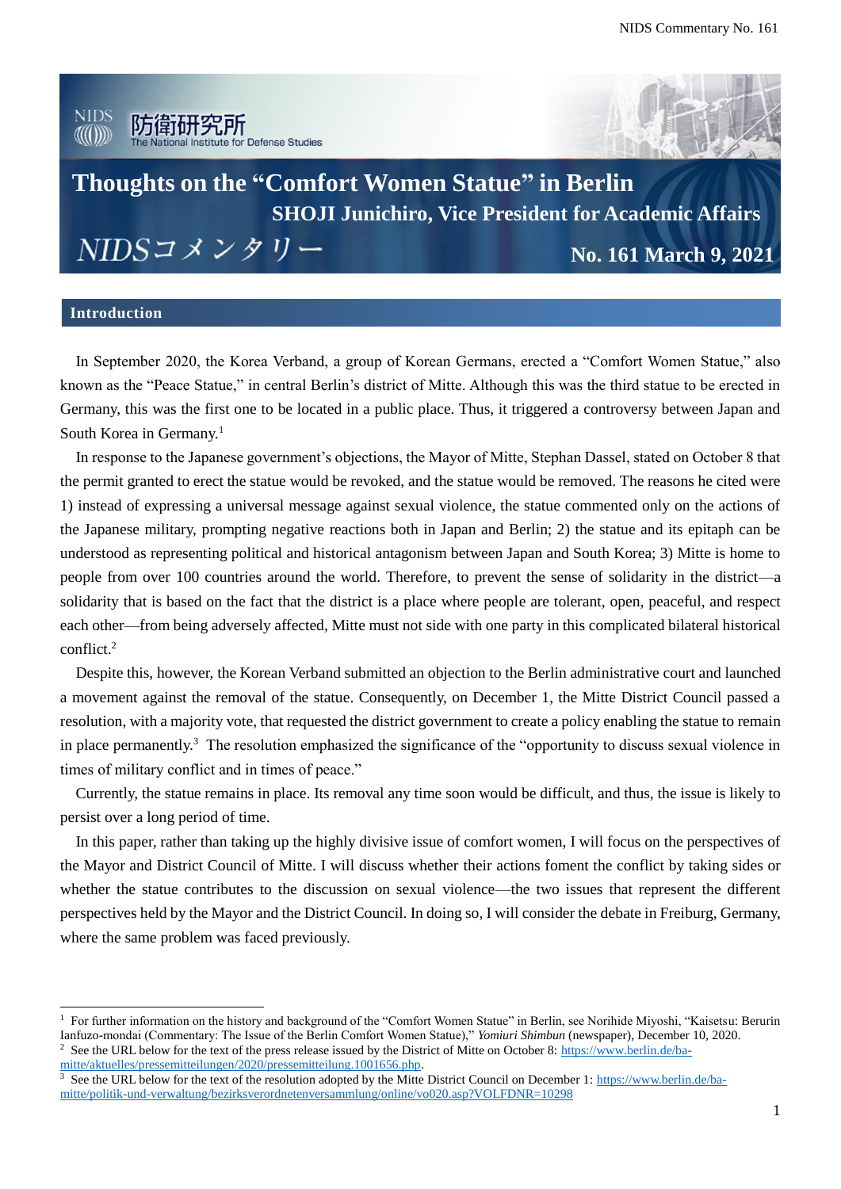# Thoughts on the "Comfort Women Statue" in Berlin

**SHOJI Junichiro, Vice President for Academic Affairs**

NIDSコメンタリー

**No. 161 March 9, 2021**

## Introduction

In September 2020, the Korea Verband, a group of Korean Germans, erected a "Comfort Women Statue," also known as the "Peace Statue," in central Berlin's district of Mitte. Although this was the third statue to be erected in Germany, this was the first one to be located in a public place. Thus, it triggered a controversy between Japan and South Korea in Germany.[1]

In response to the Japanese government's objections, the Mayor of Mitte, Stephan Dassel, stated on October 8 that the permit granted to erect the statue would be revoked, and the statue would be removed. The reasons he cited were 1) instead of expressing a universal message against sexual violence, the statue commented only on the actions of the Japanese military, prompting negative reactions both in Japan and Berlin; 2) the statue and its epitaph can be understood as representing political and historical antagonism between Japan and South Korea; 3) Mitte is home to people from over 100 countries around the world. Therefore, to prevent the sense of solidarity in the district—a solidarity that is based on the fact that the district is a place where people are tolerant, open, peaceful, and respect each other—from being adversely affected, Mitte must not side with one party in this complicated bilateral historical conflict.[2]

Despite this, however, the Korean Verband submitted an objection to the Berlin administrative court and launched a movement against the removal of the statue. Consequently, on December 1, the Mitte District Council passed a resolution, with a majority vote, that requested the district government to create a policy enabling the statue to remain in place permanently.[3] The resolution emphasized the significance of the "opportunity to discuss sexual violence in times of military conflict and in times of peace."

Currently, the statue remains in place. Its removal any time soon would be difficult, and thus, the issue is likely to persist over a long period of time.

In this paper, rather than taking up the highly divisive issue of comfort women, I will focus on the perspectives of the Mayor and District Council of Mitte. I will discuss whether their actions foment the conflict by taking sides or whether the statue contributes to the discussion on sexual violence—the two issues that represent the different perspectives held by the Mayor and the District Council. In doing so, I will consider the debate in Freiburg, Germany, where the same problem was faced previously.

---

[1] For further information on the history and background of the "Comfort Women Statue" in Berlin, see Norihide Miyoshi, "Kaisetsu: Berurin Ianfuzo-mondai (Commentary: The Issue of the Berlin Comfort Women Statue)," *Yomiuri Shimbun* (newspaper), December 10, 2020.

[2] See the URL below for the text of the press release issued by the District of Mitte on October 8: https://www.berlin.de/ba-mitte/aktuelles/pressemitteilungen/2020/pressemitteilung.1001656.php.

[3] See the URL below for the text of the resolution adopted by the Mitte District Council on December 1: https://www.berlin.de/ba-mitte/politik-und-verwaltung/bezirksverordnetenversammlung/online/vo020.asp?VOLFDNR=10298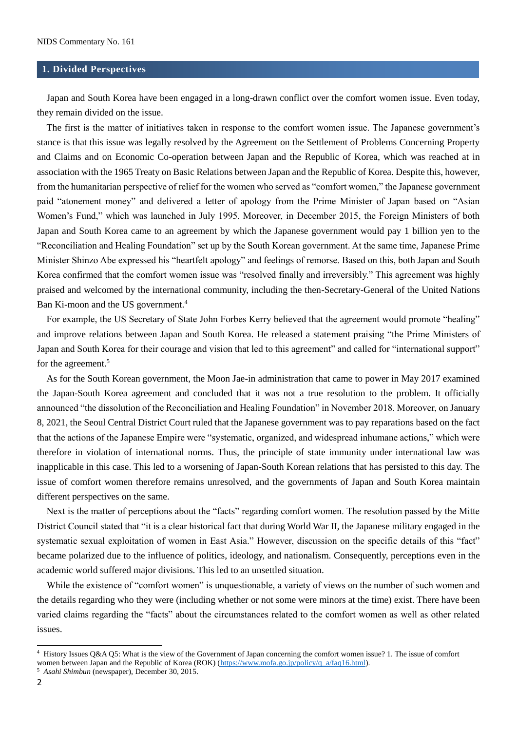## 1. Divided Perspectives

Japan and South Korea have been engaged in a long-drawn conflict over the comfort women issue. Even today, they remain divided on the issue.

The first is the matter of initiatives taken in response to the comfort women issue. The Japanese government's stance is that this issue was legally resolved by the Agreement on the Settlement of Problems Concerning Property and Claims and on Economic Co-operation between Japan and the Republic of Korea, which was reached at in association with the 1965 Treaty on Basic Relations between Japan and the Republic of Korea. Despite this, however, from the humanitarian perspective of relief for the women who served as "comfort women," the Japanese government paid "atonement money" and delivered a letter of apology from the Prime Minister of Japan based on "Asian Women's Fund," which was launched in July 1995. Moreover, in December 2015, the Foreign Ministers of both Japan and South Korea came to an agreement by which the Japanese government would pay 1 billion yen to the "Reconciliation and Healing Foundation" set up by the South Korean government. At the same time, Japanese Prime Minister Shinzo Abe expressed his "heartfelt apology" and feelings of remorse. Based on this, both Japan and South Korea confirmed that the comfort women issue was "resolved finally and irreversibly." This agreement was highly praised and welcomed by the international community, including the then-Secretary-General of the United Nations Ban Ki-moon and the US government.[4]

For example, the US Secretary of State John Forbes Kerry believed that the agreement would promote "healing" and improve relations between Japan and South Korea. He released a statement praising "the Prime Ministers of Japan and South Korea for their courage and vision that led to this agreement" and called for "international support" for the agreement.[5]

As for the South Korean government, the Moon Jae-in administration that came to power in May 2017 examined the Japan-South Korea agreement and concluded that it was not a true resolution to the problem. It officially announced "the dissolution of the Reconciliation and Healing Foundation" in November 2018. Moreover, on January 8, 2021, the Seoul Central District Court ruled that the Japanese government was to pay reparations based on the fact that the actions of the Japanese Empire were "systematic, organized, and widespread inhumane actions," which were therefore in violation of international norms. Thus, the principle of state immunity under international law was inapplicable in this case. This led to a worsening of Japan-South Korean relations that has persisted to this day. The issue of comfort women therefore remains unresolved, and the governments of Japan and South Korea maintain different perspectives on the same.

Next is the matter of perceptions about the "facts" regarding comfort women. The resolution passed by the Mitte District Council stated that "it is a clear historical fact that during World War II, the Japanese military engaged in the systematic sexual exploitation of women in East Asia." However, discussion on the specific details of this "fact" became polarized due to the influence of politics, ideology, and nationalism. Consequently, perceptions even in the academic world suffered major divisions. This led to an unsettled situation.

While the existence of "comfort women" is unquestionable, a variety of views on the number of such women and the details regarding who they were (including whether or not some were minors at the time) exist. There have been varied claims regarding the "facts" about the circumstances related to the comfort women as well as other related issues.

---

[4] History Issues Q&A Q5: What is the view of the Government of Japan concerning the comfort women issue? 1. The issue of comfort women between Japan and the Republic of Korea (ROK) (https://www.mofa.go.jp/policy/q_a/faq16.html).

[5] *Asahi Shimbun* (newspaper), December 30, 2015.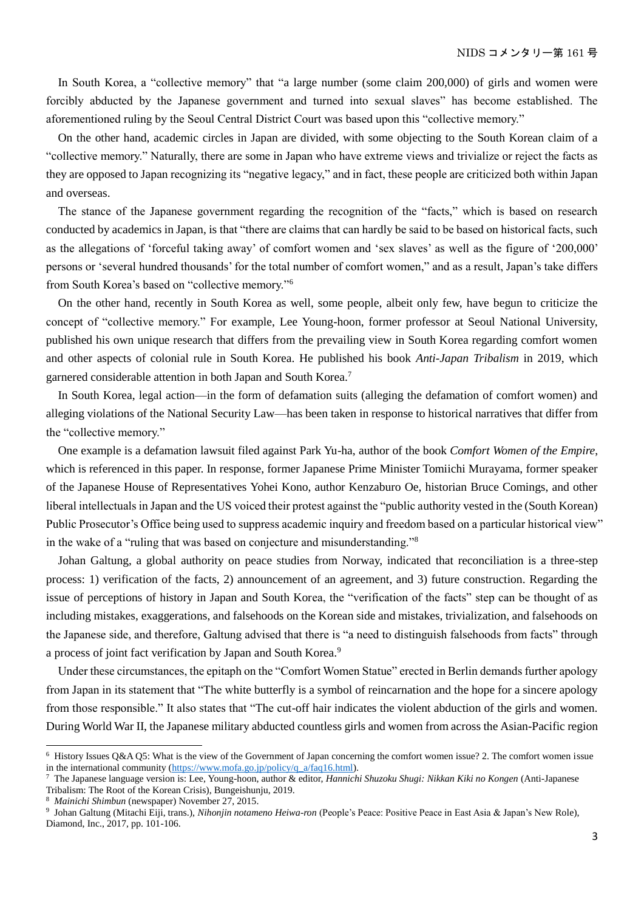In South Korea, a "collective memory" that "a large number (some claim 200,000) of girls and women were forcibly abducted by the Japanese government and turned into sexual slaves" has become established. The aforementioned ruling by the Seoul Central District Court was based upon this "collective memory."

On the other hand, academic circles in Japan are divided, with some objecting to the South Korean claim of a "collective memory." Naturally, there are some in Japan who have extreme views and trivialize or reject the facts as they are opposed to Japan recognizing its "negative legacy," and in fact, these people are criticized both within Japan and overseas.

The stance of the Japanese government regarding the recognition of the "facts," which is based on research conducted by academics in Japan, is that "there are claims that can hardly be said to be based on historical facts, such as the allegations of 'forceful taking away' of comfort women and 'sex slaves' as well as the figure of '200,000' persons or 'several hundred thousands' for the total number of comfort women," and as a result, Japan's take differs from South Korea's based on "collective memory."[6]

On the other hand, recently in South Korea as well, some people, albeit only few, have begun to criticize the concept of "collective memory." For example, Lee Young-hoon, former professor at Seoul National University, published his own unique research that differs from the prevailing view in South Korea regarding comfort women and other aspects of colonial rule in South Korea. He published his book *Anti-Japan Tribalism* in 2019, which garnered considerable attention in both Japan and South Korea.[7]

In South Korea, legal action—in the form of defamation suits (alleging the defamation of comfort women) and alleging violations of the National Security Law—has been taken in response to historical narratives that differ from the "collective memory."

One example is a defamation lawsuit filed against Park Yu-ha, author of the book *Comfort Women of the Empire*, which is referenced in this paper. In response, former Japanese Prime Minister Tomiichi Murayama, former speaker of the Japanese House of Representatives Yohei Kono, author Kenzaburo Oe, historian Bruce Comings, and other liberal intellectuals in Japan and the US voiced their protest against the "public authority vested in the (South Korean) Public Prosecutor's Office being used to suppress academic inquiry and freedom based on a particular historical view" in the wake of a "ruling that was based on conjecture and misunderstanding."[8]

Johan Galtung, a global authority on peace studies from Norway, indicated that reconciliation is a three-step process: 1) verification of the facts, 2) announcement of an agreement, and 3) future construction. Regarding the issue of perceptions of history in Japan and South Korea, the "verification of the facts" step can be thought of as including mistakes, exaggerations, and falsehoods on the Korean side and mistakes, trivialization, and falsehoods on the Japanese side, and therefore, Galtung advised that there is "a need to distinguish falsehoods from facts" through a process of joint fact verification by Japan and South Korea.[9]

Under these circumstances, the epitaph on the "Comfort Women Statue" erected in Berlin demands further apology from Japan in its statement that "The white butterfly is a symbol of reincarnation and the hope for a sincere apology from those responsible." It also states that "The cut-off hair indicates the violent abduction of the girls and women. During World War II, the Japanese military abducted countless girls and women from across the Asian-Pacific region

---

[6] History Issues Q&A Q5: What is the view of the Government of Japan concerning the comfort women issue? 2. The comfort women issue in the international community (https://www.mofa.go.jp/policy/q_a/faq16.html).

[7] The Japanese language version is: Lee, Young-hoon, author & editor, *Hannichi Shuzoku Shugi: Nikkan Kiki no Kongen* (Anti-Japanese Tribalism: The Root of the Korean Crisis), Bungeishunju, 2019.

[8] *Mainichi Shimbun* (newspaper) November 27, 2015.

[9] Johan Galtung (Mitachi Eiji, trans.), *Nihonjin notameno Heiwa-ron* (People's Peace: Positive Peace in East Asia & Japan's New Role), Diamond, Inc., 2017, pp. 101-106.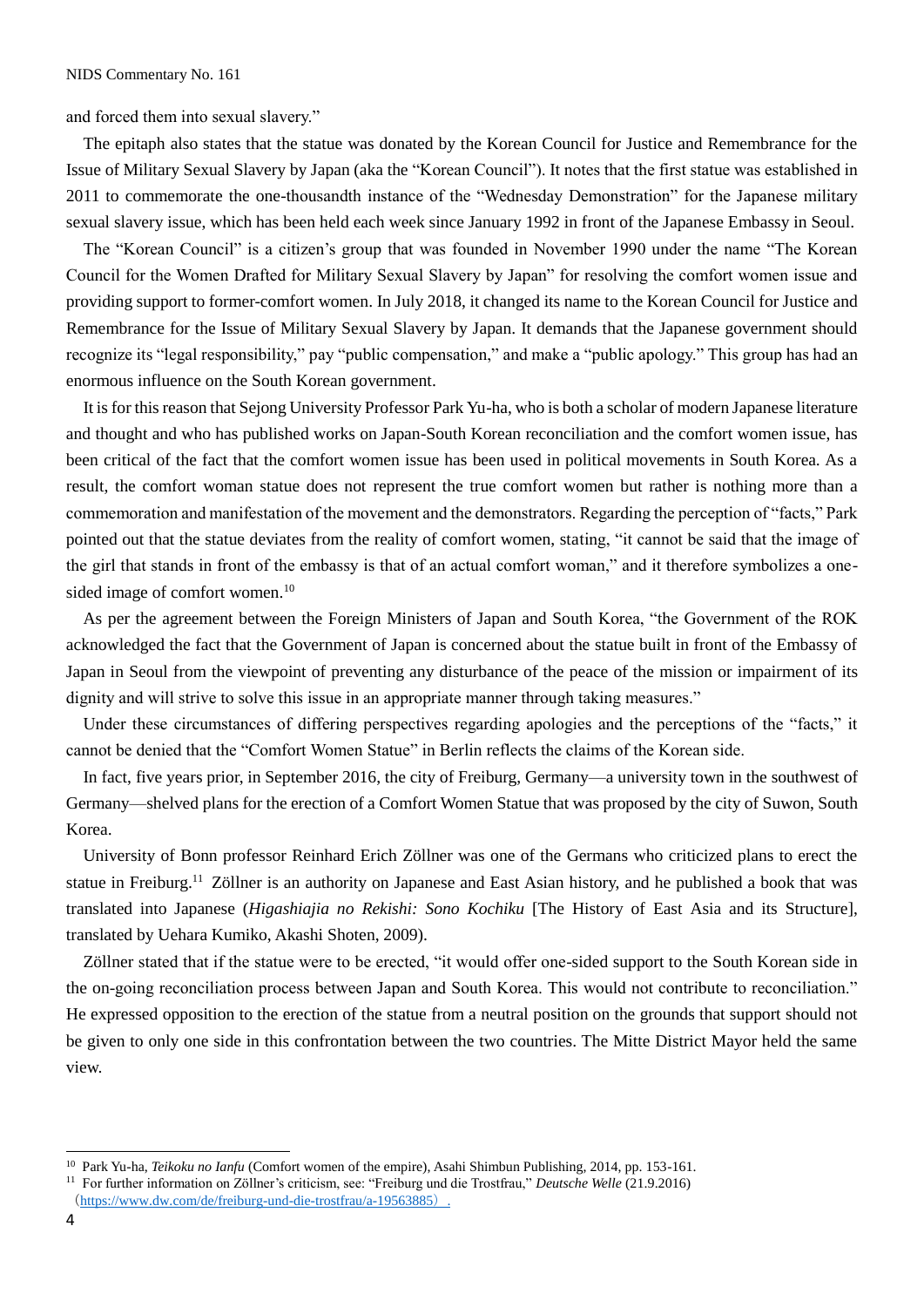and forced them into sexual slavery."

The epitaph also states that the statue was donated by the Korean Council for Justice and Remembrance for the Issue of Military Sexual Slavery by Japan (aka the "Korean Council"). It notes that the first statue was established in 2011 to commemorate the one-thousandth instance of the "Wednesday Demonstration" for the Japanese military sexual slavery issue, which has been held each week since January 1992 in front of the Japanese Embassy in Seoul.

The "Korean Council" is a citizen's group that was founded in November 1990 under the name "The Korean Council for the Women Drafted for Military Sexual Slavery by Japan" for resolving the comfort women issue and providing support to former-comfort women. In July 2018, it changed its name to the Korean Council for Justice and Remembrance for the Issue of Military Sexual Slavery by Japan. It demands that the Japanese government should recognize its "legal responsibility," pay "public compensation," and make a "public apology." This group has had an enormous influence on the South Korean government.

It is for this reason that Sejong University Professor Park Yu-ha, who is both a scholar of modern Japanese literature and thought and who has published works on Japan-South Korean reconciliation and the comfort women issue, has been critical of the fact that the comfort women issue has been used in political movements in South Korea. As a result, the comfort woman statue does not represent the true comfort women but rather is nothing more than a commemoration and manifestation of the movement and the demonstrators. Regarding the perception of "facts," Park pointed out that the statue deviates from the reality of comfort women, stating, "it cannot be said that the image of the girl that stands in front of the embassy is that of an actual comfort woman," and it therefore symbolizes a one-sided image of comfort women.[10]

As per the agreement between the Foreign Ministers of Japan and South Korea, "the Government of the ROK acknowledged the fact that the Government of Japan is concerned about the statue built in front of the Embassy of Japan in Seoul from the viewpoint of preventing any disturbance of the peace of the mission or impairment of its dignity and will strive to solve this issue in an appropriate manner through taking measures."

Under these circumstances of differing perspectives regarding apologies and the perceptions of the "facts," it cannot be denied that the "Comfort Women Statue" in Berlin reflects the claims of the Korean side.

In fact, five years prior, in September 2016, the city of Freiburg, Germany—a university town in the southwest of Germany—shelved plans for the erection of a Comfort Women Statue that was proposed by the city of Suwon, South Korea.

University of Bonn professor Reinhard Erich Zöllner was one of the Germans who criticized plans to erect the statue in Freiburg.[11] Zöllner is an authority on Japanese and East Asian history, and he published a book that was translated into Japanese (*Higashiajia no Rekishi: Sono Kochiku* [The History of East Asia and its Structure], translated by Uehara Kumiko, Akashi Shoten, 2009).

Zöllner stated that if the statue were to be erected, "it would offer one-sided support to the South Korean side in the on-going reconciliation process between Japan and South Korea. This would not contribute to reconciliation." He expressed opposition to the erection of the statue from a neutral position on the grounds that support should not be given to only one side in this confrontation between the two countries. The Mitte District Mayor held the same view.

---

[10] Park Yu-ha, *Teikoku no Ianfu* (Comfort women of the empire), Asahi Shimbun Publishing, 2014, pp. 153-161.

[11] For further information on Zöllner's criticism, see: "Freiburg und die Trostfrau," *Deutsche Welle* (21.9.2016) (https://www.dw.com/de/freiburg-und-die-trostfrau/a-19563885).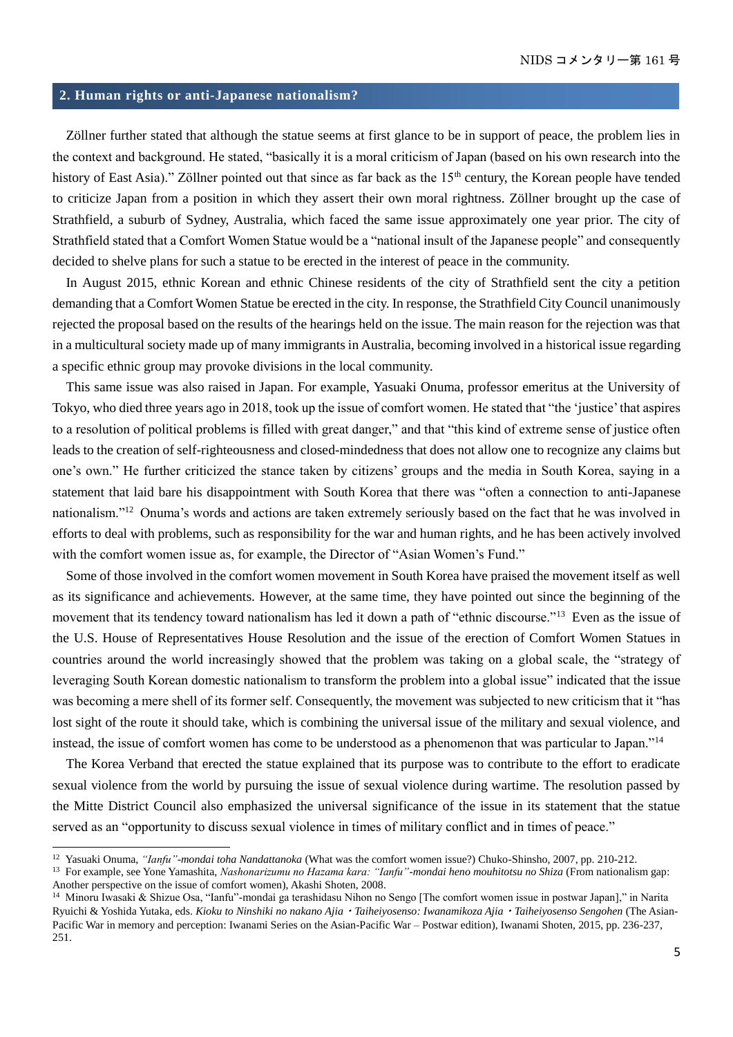## 2. Human rights or anti-Japanese nationalism?

Zöllner further stated that although the statue seems at first glance to be in support of peace, the problem lies in the context and background. He stated, "basically it is a moral criticism of Japan (based on his own research into the history of East Asia)." Zöllner pointed out that since as far back as the 15th century, the Korean people have tended to criticize Japan from a position in which they assert their own moral rightness. Zöllner brought up the case of Strathfield, a suburb of Sydney, Australia, which faced the same issue approximately one year prior. The city of Strathfield stated that a Comfort Women Statue would be a "national insult of the Japanese people" and consequently decided to shelve plans for such a statue to be erected in the interest of peace in the community.

In August 2015, ethnic Korean and ethnic Chinese residents of the city of Strathfield sent the city a petition demanding that a Comfort Women Statue be erected in the city. In response, the Strathfield City Council unanimously rejected the proposal based on the results of the hearings held on the issue. The main reason for the rejection was that in a multicultural society made up of many immigrants in Australia, becoming involved in a historical issue regarding a specific ethnic group may provoke divisions in the local community.

This same issue was also raised in Japan. For example, Yasuaki Onuma, professor emeritus at the University of Tokyo, who died three years ago in 2018, took up the issue of comfort women. He stated that "the 'justice' that aspires to a resolution of political problems is filled with great danger," and that "this kind of extreme sense of justice often leads to the creation of self-righteousness and closed-mindedness that does not allow one to recognize any claims but one's own." He further criticized the stance taken by citizens' groups and the media in South Korea, saying in a statement that laid bare his disappointment with South Korea that there was "often a connection to anti-Japanese nationalism."[12] Onuma's words and actions are taken extremely seriously based on the fact that he was involved in efforts to deal with problems, such as responsibility for the war and human rights, and he has been actively involved with the comfort women issue as, for example, the Director of "Asian Women's Fund."

Some of those involved in the comfort women movement in South Korea have praised the movement itself as well as its significance and achievements. However, at the same time, they have pointed out since the beginning of the movement that its tendency toward nationalism has led it down a path of "ethnic discourse."[13] Even as the issue of the U.S. House of Representatives House Resolution and the issue of the erection of Comfort Women Statues in countries around the world increasingly showed that the problem was taking on a global scale, the "strategy of leveraging South Korean domestic nationalism to transform the problem into a global issue" indicated that the issue was becoming a mere shell of its former self. Consequently, the movement was subjected to new criticism that it "has lost sight of the route it should take, which is combining the universal issue of the military and sexual violence, and instead, the issue of comfort women has come to be understood as a phenomenon that was particular to Japan."[14]

The Korea Verband that erected the statue explained that its purpose was to contribute to the effort to eradicate sexual violence from the world by pursuing the issue of sexual violence during wartime. The resolution passed by the Mitte District Council also emphasized the universal significance of the issue in its statement that the statue served as an "opportunity to discuss sexual violence in times of military conflict and in times of peace."

---

[12] Yasuaki Onuma, *"Ianfu"-mondai toha Nandattanoka* (What was the comfort women issue?) Chuko-Shinsho, 2007, pp. 210-212.

[13] For example, see Yone Yamashita, *Nashonarizumu no Hazama kara: "Ianfu"-mondai heno mouhitotsu no Shiza* (From nationalism gap: Another perspective on the issue of comfort women), Akashi Shoten, 2008.

[14] Minoru Iwasaki & Shizue Osa, "Ianfu"-mondai ga terashidasu Nihon no Sengo [The comfort women issue in postwar Japan]," in Narita Ryuichi & Yoshida Yutaka, eds. *Kioku to Ninshiki no nakano Ajia・Taiheiyosenso: Iwanamikoza Ajia・Taiheiyosenso Sengohen* (The Asian-Pacific War in memory and perception: Iwanami Series on the Asian-Pacific War – Postwar edition), Iwanami Shoten, 2015, pp. 236-237, 251.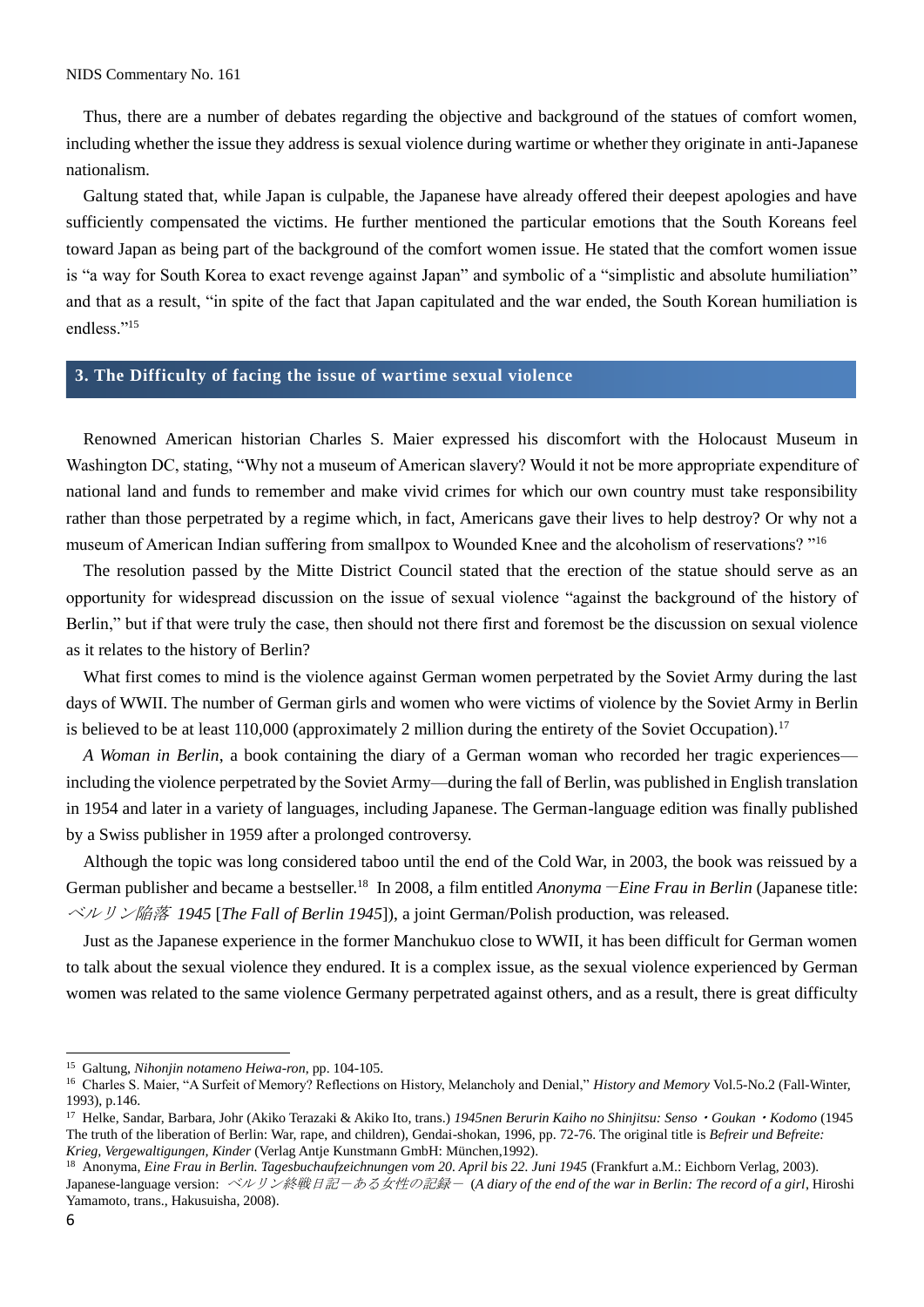Thus, there are a number of debates regarding the objective and background of the statues of comfort women, including whether the issue they address is sexual violence during wartime or whether they originate in anti-Japanese nationalism.

Galtung stated that, while Japan is culpable, the Japanese have already offered their deepest apologies and have sufficiently compensated the victims. He further mentioned the particular emotions that the South Koreans feel toward Japan as being part of the background of the comfort women issue. He stated that the comfort women issue is "a way for South Korea to exact revenge against Japan" and symbolic of a "simplistic and absolute humiliation" and that as a result, "in spite of the fact that Japan capitulated and the war ended, the South Korean humiliation is endless."[15]

## 3. The Difficulty of facing the issue of wartime sexual violence

Renowned American historian Charles S. Maier expressed his discomfort with the Holocaust Museum in Washington DC, stating, "Why not a museum of American slavery? Would it not be more appropriate expenditure of national land and funds to remember and make vivid crimes for which our own country must take responsibility rather than those perpetrated by a regime which, in fact, Americans gave their lives to help destroy? Or why not a museum of American Indian suffering from smallpox to Wounded Knee and the alcoholism of reservations? "[16]

The resolution passed by the Mitte District Council stated that the erection of the statue should serve as an opportunity for widespread discussion on the issue of sexual violence "against the background of the history of Berlin," but if that were truly the case, then should not there first and foremost be the discussion on sexual violence as it relates to the history of Berlin?

What first comes to mind is the violence against German women perpetrated by the Soviet Army during the last days of WWII. The number of German girls and women who were victims of violence by the Soviet Army in Berlin is believed to be at least 110,000 (approximately 2 million during the entirety of the Soviet Occupation).[17]

*A Woman in Berlin*, a book containing the diary of a German woman who recorded her tragic experiences—including the violence perpetrated by the Soviet Army—during the fall of Berlin, was published in English translation in 1954 and later in a variety of languages, including Japanese. The German-language edition was finally published by a Swiss publisher in 1959 after a prolonged controversy.

Although the topic was long considered taboo until the end of the Cold War, in 2003, the book was reissued by a German publisher and became a bestseller.[18] In 2008, a film entitled *Anonyma* —*Eine Frau in Berlin* (Japanese title: *ベルリン陥落 1945* [*The Fall of Berlin 1945*]), a joint German/Polish production, was released.

Just as the Japanese experience in the former Manchukuo close to WWII, it has been difficult for German women to talk about the sexual violence they endured. It is a complex issue, as the sexual violence experienced by German women was related to the same violence Germany perpetrated against others, and as a result, there is great difficulty

---

[15] Galtung, *Nihonjin notameno Heiwa-ron*, pp. 104-105.

[16] Charles S. Maier, "A Surfeit of Memory? Reflections on History, Melancholy and Denial," *History and Memory* Vol.5-No.2 (Fall-Winter, 1993), p.146.

[17] Helke, Sandar, Barbara, Johr (Akiko Terazaki & Akiko Ito, trans.) *1945nen Berurin Kaiho no Shinjitsu: Senso・Goukan・Kodomo* (1945 The truth of the liberation of Berlin: War, rape, and children), Gendai-shokan, 1996, pp. 72-76. The original title is *Befreir und Befreite: Krieg, Vergewaltigungen, Kinder* (Verlag Antje Kunstmann GmbH: München,1992).

[18] Anonyma, *Eine Frau in Berlin. Tagesbuchaufzeichnungen vom 20. April bis 22. Juni 1945* (Frankfurt a.M.: Eichborn Verlag, 2003). Japanese-language version: *ベルリン終戦日記－ある女性の記録－* (*A diary of the end of the war in Berlin: The record of a girl*, Hiroshi Yamamoto, trans., Hakusuisha, 2008).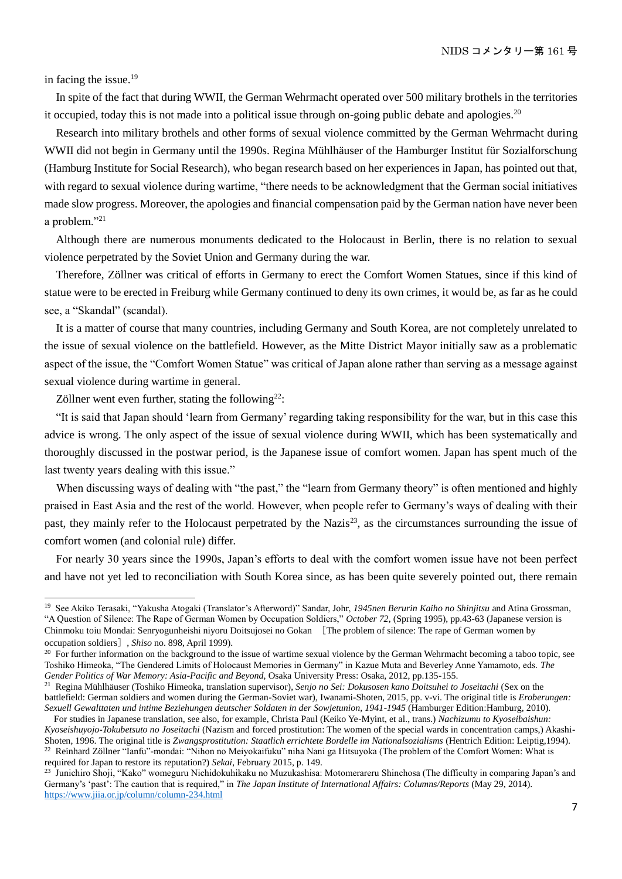in facing the issue.[19]

In spite of the fact that during WWII, the German Wehrmacht operated over 500 military brothels in the territories it occupied, today this is not made into a political issue through on-going public debate and apologies.[20]

Research into military brothels and other forms of sexual violence committed by the German Wehrmacht during WWII did not begin in Germany until the 1990s. Regina Mühlhäuser of the Hamburger Institut für Sozialforschung (Hamburg Institute for Social Research), who began research based on her experiences in Japan, has pointed out that, with regard to sexual violence during wartime, "there needs to be acknowledgment that the German social initiatives made slow progress. Moreover, the apologies and financial compensation paid by the German nation have never been a problem."[21]

Although there are numerous monuments dedicated to the Holocaust in Berlin, there is no relation to sexual violence perpetrated by the Soviet Union and Germany during the war.

Therefore, Zöllner was critical of efforts in Germany to erect the Comfort Women Statues, since if this kind of statue were to be erected in Freiburg while Germany continued to deny its own crimes, it would be, as far as he could see, a "Skandal" (scandal).

It is a matter of course that many countries, including Germany and South Korea, are not completely unrelated to the issue of sexual violence on the battlefield. However, as the Mitte District Mayor initially saw as a problematic aspect of the issue, the "Comfort Women Statue" was critical of Japan alone rather than serving as a message against sexual violence during wartime in general.

Zöllner went even further, stating the following[22]:

"It is said that Japan should 'learn from Germany' regarding taking responsibility for the war, but in this case this advice is wrong. The only aspect of the issue of sexual violence during WWII, which has been systematically and thoroughly discussed in the postwar period, is the Japanese issue of comfort women. Japan has spent much of the last twenty years dealing with this issue."

When discussing ways of dealing with "the past," the "learn from Germany theory" is often mentioned and highly praised in East Asia and the rest of the world. However, when people refer to Germany's ways of dealing with their past, they mainly refer to the Holocaust perpetrated by the Nazis[23], as the circumstances surrounding the issue of comfort women (and colonial rule) differ.

For nearly 30 years since the 1990s, Japan's efforts to deal with the comfort women issue have not been perfect and have not yet led to reconciliation with South Korea since, as has been quite severely pointed out, there remain

---

[19] See Akiko Terasaki, "Yakusha Atogaki (Translator's Afterword)" Sandar, Johr, *1945nen Berurin Kaiho no Shinjitsu* and Atina Grossman, "A Question of Silence: The Rape of German Women by Occupation Soldiers," *October 72*, (Spring 1995), pp.43-63 (Japanese version is Chinmoku toiu Mondai: Senryogunheishi niyoru Doitsujosei no Gokan ［The problem of silence: The rape of German women by occupation soldiers］, *Shiso* no. 898, April 1999).

[20] For further information on the background to the issue of wartime sexual violence by the German Wehrmacht becoming a taboo topic, see Toshiko Himeoka, "The Gendered Limits of Holocaust Memories in Germany" in Kazue Muta and Beverley Anne Yamamoto, eds. *The Gender Politics of War Memory: Asia-Pacific and Beyond*, Osaka University Press: Osaka, 2012, pp.135-155.

[21] Regina Mühlhäuser (Toshiko Himeoka, translation supervisor), *Senjo no Sei: Dokusosen kano Doitsuhei to Joseitachi* (Sex on the battlefield: German soldiers and women during the German-Soviet war), Iwanami-Shoten, 2015, pp. v-vi. The original title is *Eroberungen: Sexuell Gewalttaten und intime Beziehungen deutscher Soldaten in der Sowjetunion, 1941-1945* (Hamburger Edition:Hamburg, 2010).

For studies in Japanese translation, see also, for example, Christa Paul (Keiko Ye-Myint, et al., trans.) *Nachizumu to Kyoseibaishun: Kyoseishuyojo-Tokubetsuto no Joseitachi* (Nazism and forced prostitution: The women of the special wards in concentration camps,) Akashi-Shoten, 1996. The original title is *Zwangsprostitution: Staatlich errichtete Bordelle im Nationalsozialisms* (Hentrich Edition: Leiptig,1994).

[22] Reinhard Zöllner "Ianfu"-mondai: "Nihon no Meiyokaifuku" niha Nani ga Hitsuyoka (The problem of the Comfort Women: What is required for Japan to restore its reputation?) *Sekai*, February 2015, p. 149.

[23] Junichiro Shoji, "Kako" womeguru Nichidokuhikaku no Muzukashisa: Motomerareru Shinchosa (The difficulty in comparing Japan's and Germany's 'past': The caution that is required," in *The Japan Institute of International Affairs: Columns/Reports* (May 29, 2014). https://www.jiia.or.jp/column/column-234.html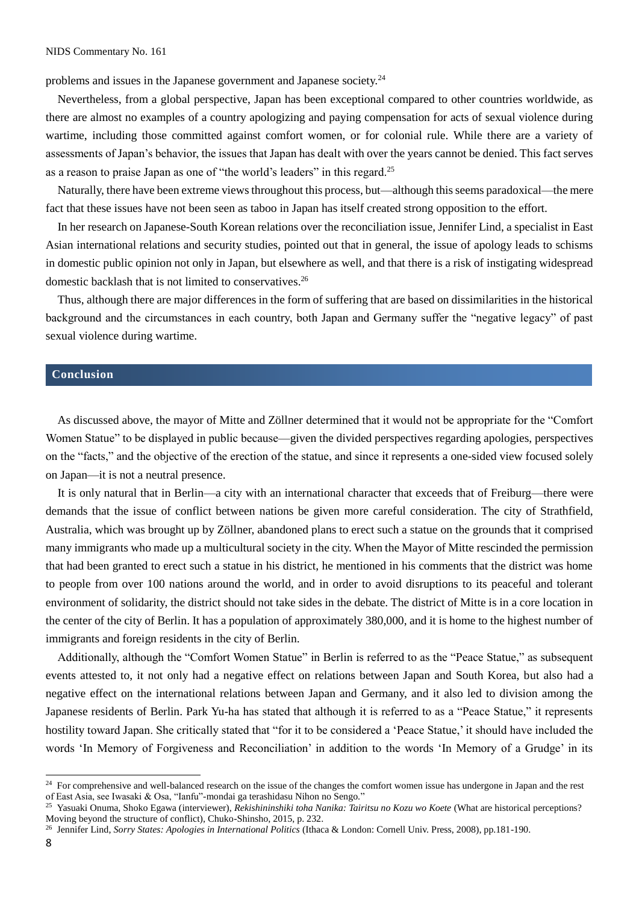problems and issues in the Japanese government and Japanese society.[24]

Nevertheless, from a global perspective, Japan has been exceptional compared to other countries worldwide, as there are almost no examples of a country apologizing and paying compensation for acts of sexual violence during wartime, including those committed against comfort women, or for colonial rule. While there are a variety of assessments of Japan's behavior, the issues that Japan has dealt with over the years cannot be denied. This fact serves as a reason to praise Japan as one of "the world's leaders" in this regard.[25]

Naturally, there have been extreme views throughout this process, but—although this seems paradoxical—the mere fact that these issues have not been seen as taboo in Japan has itself created strong opposition to the effort.

In her research on Japanese-South Korean relations over the reconciliation issue, Jennifer Lind, a specialist in East Asian international relations and security studies, pointed out that in general, the issue of apology leads to schisms in domestic public opinion not only in Japan, but elsewhere as well, and that there is a risk of instigating widespread domestic backlash that is not limited to conservatives.[26]

Thus, although there are major differences in the form of suffering that are based on dissimilarities in the historical background and the circumstances in each country, both Japan and Germany suffer the "negative legacy" of past sexual violence during wartime.

## Conclusion

As discussed above, the mayor of Mitte and Zöllner determined that it would not be appropriate for the "Comfort Women Statue" to be displayed in public because—given the divided perspectives regarding apologies, perspectives on the "facts," and the objective of the erection of the statue, and since it represents a one-sided view focused solely on Japan—it is not a neutral presence.

It is only natural that in Berlin—a city with an international character that exceeds that of Freiburg—there were demands that the issue of conflict between nations be given more careful consideration. The city of Strathfield, Australia, which was brought up by Zöllner, abandoned plans to erect such a statue on the grounds that it comprised many immigrants who made up a multicultural society in the city. When the Mayor of Mitte rescinded the permission that had been granted to erect such a statue in his district, he mentioned in his comments that the district was home to people from over 100 nations around the world, and in order to avoid disruptions to its peaceful and tolerant environment of solidarity, the district should not take sides in the debate. The district of Mitte is in a core location in the center of the city of Berlin. It has a population of approximately 380,000, and it is home to the highest number of immigrants and foreign residents in the city of Berlin.

Additionally, although the "Comfort Women Statue" in Berlin is referred to as the "Peace Statue," as subsequent events attested to, it not only had a negative effect on relations between Japan and South Korea, but also had a negative effect on the international relations between Japan and Germany, and it also led to division among the Japanese residents of Berlin. Park Yu-ha has stated that although it is referred to as a "Peace Statue," it represents hostility toward Japan. She critically stated that "for it to be considered a 'Peace Statue,' it should have included the words 'In Memory of Forgiveness and Reconciliation' in addition to the words 'In Memory of a Grudge' in its

---

[24] For comprehensive and well-balanced research on the issue of the changes the comfort women issue has undergone in Japan and the rest of East Asia, see Iwasaki & Osa, "Ianfu"-mondai ga terashidasu Nihon no Sengo."

[25] Yasuaki Onuma, Shoko Egawa (interviewer), *Rekishininshiki toha Nanika: Tairitsu no Kozu wo Koete* (What are historical perceptions? Moving beyond the structure of conflict), Chuko-Shinsho, 2015, p. 232.

[26] Jennifer Lind, *Sorry States: Apologies in International Politics* (Ithaca & London: Cornell Univ. Press, 2008), pp.181-190.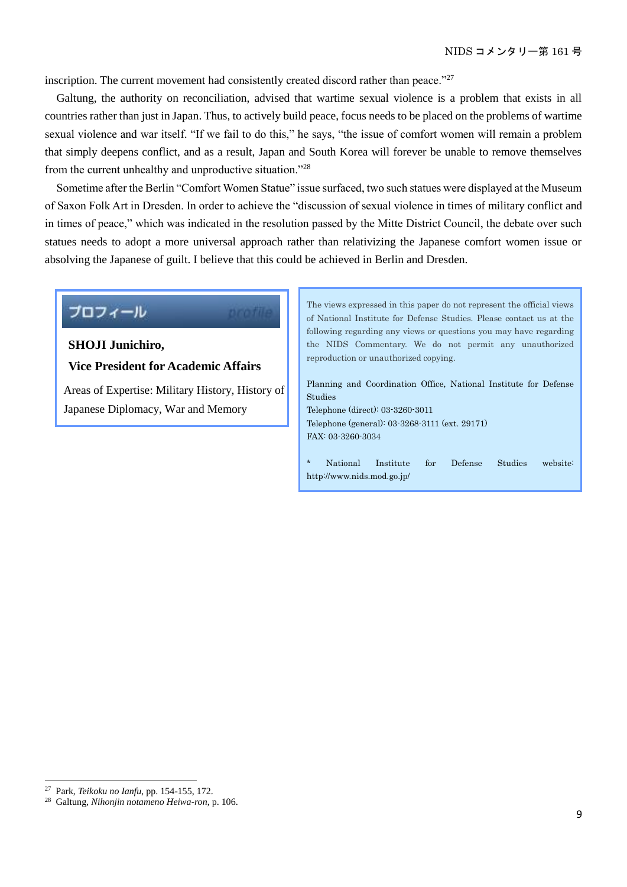inscription. The current movement had consistently created discord rather than peace."[27]

Galtung, the authority on reconciliation, advised that wartime sexual violence is a problem that exists in all countries rather than just in Japan. Thus, to actively build peace, focus needs to be placed on the problems of wartime sexual violence and war itself. "If we fail to do this," he says, "the issue of comfort women will remain a problem that simply deepens conflict, and as a result, Japan and South Korea will forever be unable to remove themselves from the current unhealthy and unproductive situation."[28]

Sometime after the Berlin "Comfort Women Statue" issue surfaced, two such statues were displayed at the Museum of Saxon Folk Art in Dresden. In order to achieve the "discussion of sexual violence in times of military conflict and in times of peace," which was indicated in the resolution passed by the Mitte District Council, the debate over such statues needs to adopt a more universal approach rather than relativizing the Japanese comfort women issue or absolving the Japanese of guilt. I believe that this could be achieved in Berlin and Dresden.

プロフィール profile

**SHOJI Junichiro,**

**Vice President for Academic Affairs**

Areas of Expertise: Military History, History of Japanese Diplomacy, War and Memory

The views expressed in this paper do not represent the official views of National Institute for Defense Studies. Please contact us at the following regarding any views or questions you may have regarding the NIDS Commentary. We do not permit any unauthorized reproduction or unauthorized copying.

Planning and Coordination Office, National Institute for Defense Studies
Telephone (direct): 03-3260-3011
Telephone (general): 03-3268-3111 (ext. 29171)
FAX: 03-3260-3034

* National Institute for Defense Studies website: http://www.nids.mod.go.jp/

---

[27] Park, *Teikoku no Ianfu*, pp. 154-155, 172.
[28] Galtung, *Nihonjin notameno Heiwa-ron*, p. 106.